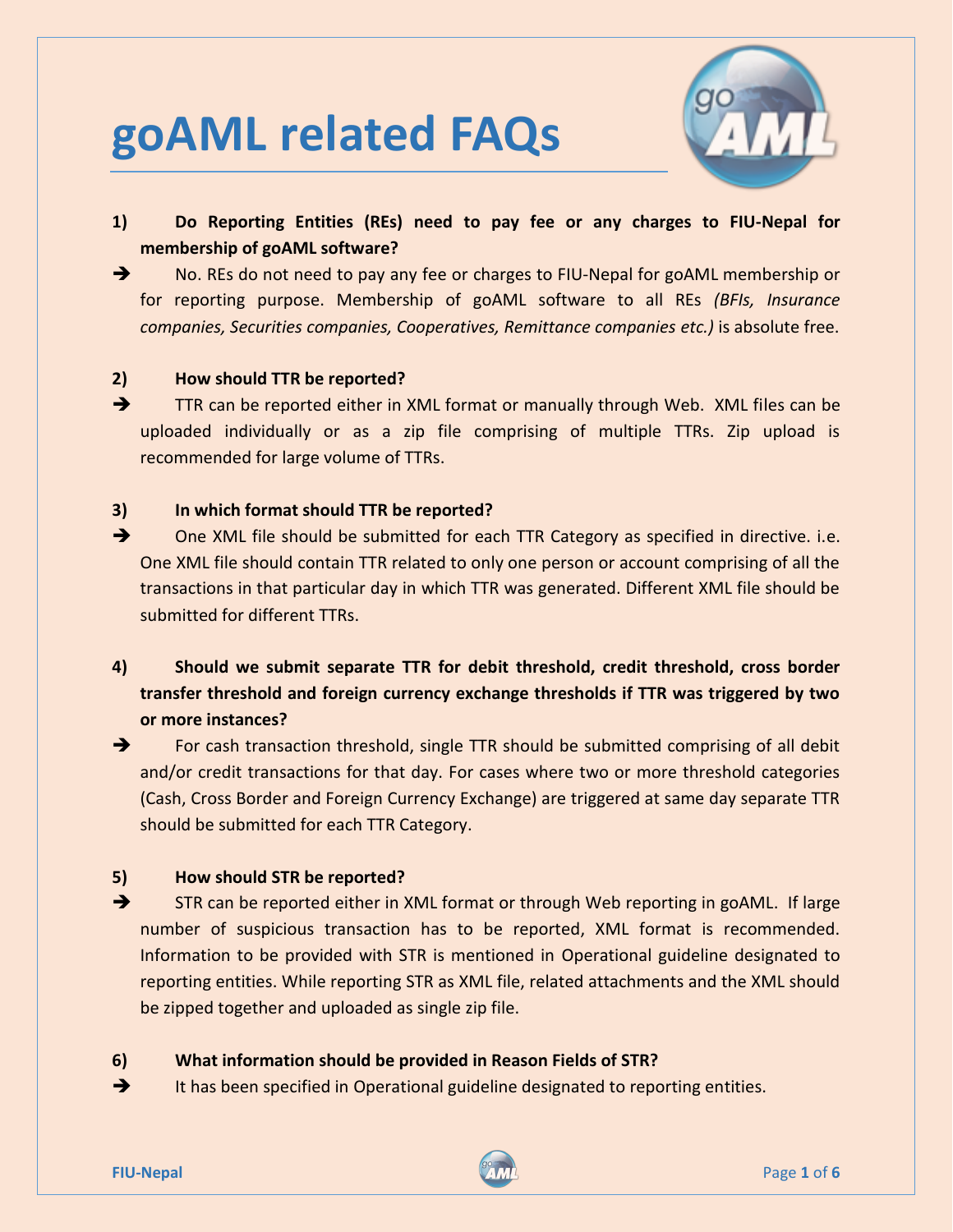# goAML related FAQs

**1) Do Reporting Entities (REs) need to pay fee or any charges to FIU-Nepal for membership of goAML software?**

➔ No. REs do not need to pay any fee or charges to FIU-Nepal for goAML membership or for reporting purpose. Membership of goAML software to all REs *(BFIs, Insurance companies, Securities companies, Cooperatives, Remittance companies etc.)* is absolute free.

**2) How should TTR be reported?**

➔ TTR can be reported either in XML format or manually through Web. XML files can be uploaded individually or as a zip file comprising of multiple TTRs. Zip upload is recommended for large volume of TTRs.

**3) In which format should TTR be reported?**

➔ One XML file should be submitted for each TTR Category as specified in directive. i.e. One XML file should contain TTR related to only one person or account comprising of all the transactions in that particular day in which TTR was generated. Different XML file should be submitted for different TTRs.

**4) Should we submit separate TTR for debit threshold, credit threshold, cross border transfer threshold and foreign currency exchange thresholds if TTR was triggered by two or more instances?**

➔ For cash transaction threshold, single TTR should be submitted comprising of all debit and/or credit transactions for that day. For cases where two or more threshold categories (Cash, Cross Border and Foreign Currency Exchange) are triggered at same day separate TTR should be submitted for each TTR Category.

**5) How should STR be reported?**

➔ STR can be reported either in XML format or through Web reporting in goAML. If large number of suspicious transaction has to be reported, XML format is recommended. Information to be provided with STR is mentioned in Operational guideline designated to reporting entities. While reporting STR as XML file, related attachments and the XML should be zipped together and uploaded as single zip file.

**6) What information should be provided in Reason Fields of STR?**

➔ It has been specified in Operational guideline designated to reporting entities.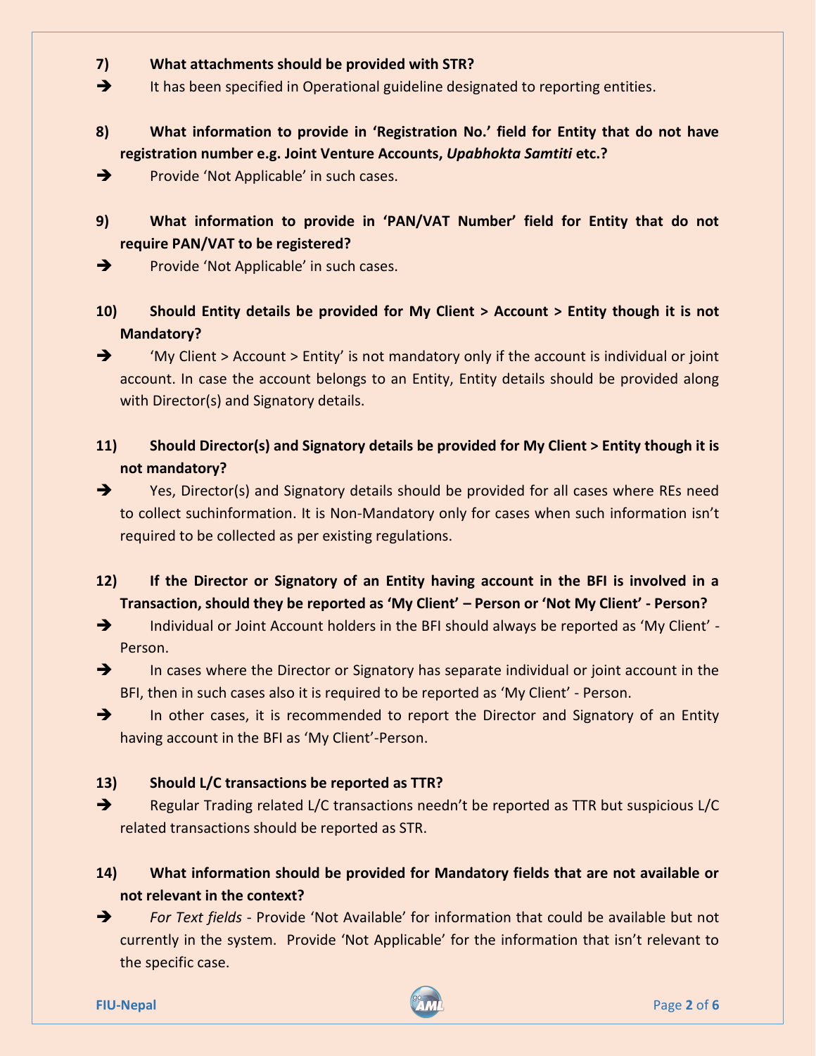**7) What attachments should be provided with STR?**

➔ It has been specified in Operational guideline designated to reporting entities.

**8) What information to provide in 'Registration No.' field for Entity that do not have registration number e.g. Joint Venture Accounts, *Upabhokta Samtiti* etc.?**

➔ Provide 'Not Applicable' in such cases.

**9) What information to provide in 'PAN/VAT Number' field for Entity that do not require PAN/VAT to be registered?**

➔ Provide 'Not Applicable' in such cases.

**10) Should Entity details be provided for My Client > Account > Entity though it is not Mandatory?**

➔ 'My Client > Account > Entity' is not mandatory only if the account is individual or joint account. In case the account belongs to an Entity, Entity details should be provided along with Director(s) and Signatory details.

**11) Should Director(s) and Signatory details be provided for My Client > Entity though it is not mandatory?**

➔ Yes, Director(s) and Signatory details should be provided for all cases where REs need to collect suchinformation. It is Non-Mandatory only for cases when such information isn't required to be collected as per existing regulations.

**12) If the Director or Signatory of an Entity having account in the BFI is involved in a Transaction, should they be reported as 'My Client' – Person or 'Not My Client' - Person?**

➔ Individual or Joint Account holders in the BFI should always be reported as 'My Client' - Person.

➔ In cases where the Director or Signatory has separate individual or joint account in the BFI, then in such cases also it is required to be reported as 'My Client' - Person.

➔ In other cases, it is recommended to report the Director and Signatory of an Entity having account in the BFI as 'My Client'-Person.

**13) Should L/C transactions be reported as TTR?**

➔ Regular Trading related L/C transactions needn't be reported as TTR but suspicious L/C related transactions should be reported as STR.

**14) What information should be provided for Mandatory fields that are not available or not relevant in the context?**

➔ *For Text fields* - Provide 'Not Available' for information that could be available but not currently in the system. Provide 'Not Applicable' for the information that isn't relevant to the specific case.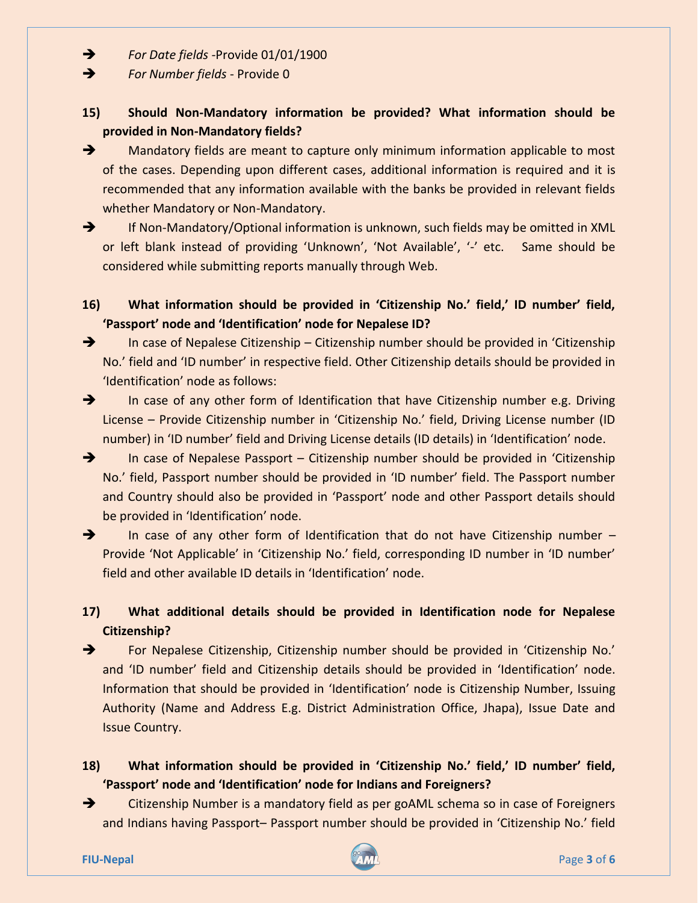- ➔ *For Date fields* -Provide 01/01/1900
- ➔ *For Number fields* - Provide 0

**15) Should Non-Mandatory information be provided? What information should be provided in Non-Mandatory fields?**

➔ Mandatory fields are meant to capture only minimum information applicable to most of the cases. Depending upon different cases, additional information is required and it is recommended that any information available with the banks be provided in relevant fields whether Mandatory or Non-Mandatory.

➔ If Non-Mandatory/Optional information is unknown, such fields may be omitted in XML or left blank instead of providing 'Unknown', 'Not Available', '-' etc. Same should be considered while submitting reports manually through Web.

**16) What information should be provided in 'Citizenship No.' field,' ID number' field, 'Passport' node and 'Identification' node for Nepalese ID?**

➔ In case of Nepalese Citizenship – Citizenship number should be provided in 'Citizenship No.' field and 'ID number' in respective field. Other Citizenship details should be provided in 'Identification' node as follows:

➔ In case of any other form of Identification that have Citizenship number e.g. Driving License – Provide Citizenship number in 'Citizenship No.' field, Driving License number (ID number) in 'ID number' field and Driving License details (ID details) in 'Identification' node.

➔ In case of Nepalese Passport – Citizenship number should be provided in 'Citizenship No.' field, Passport number should be provided in 'ID number' field. The Passport number and Country should also be provided in 'Passport' node and other Passport details should be provided in 'Identification' node.

➔ In case of any other form of Identification that do not have Citizenship number – Provide 'Not Applicable' in 'Citizenship No.' field, corresponding ID number in 'ID number' field and other available ID details in 'Identification' node.

**17) What additional details should be provided in Identification node for Nepalese Citizenship?**

➔ For Nepalese Citizenship, Citizenship number should be provided in 'Citizenship No.' and 'ID number' field and Citizenship details should be provided in 'Identification' node. Information that should be provided in 'Identification' node is Citizenship Number, Issuing Authority (Name and Address E.g. District Administration Office, Jhapa), Issue Date and Issue Country.

**18) What information should be provided in 'Citizenship No.' field,' ID number' field, 'Passport' node and 'Identification' node for Indians and Foreigners?**

➔ Citizenship Number is a mandatory field as per goAML schema so in case of Foreigners and Indians having Passport– Passport number should be provided in 'Citizenship No.' field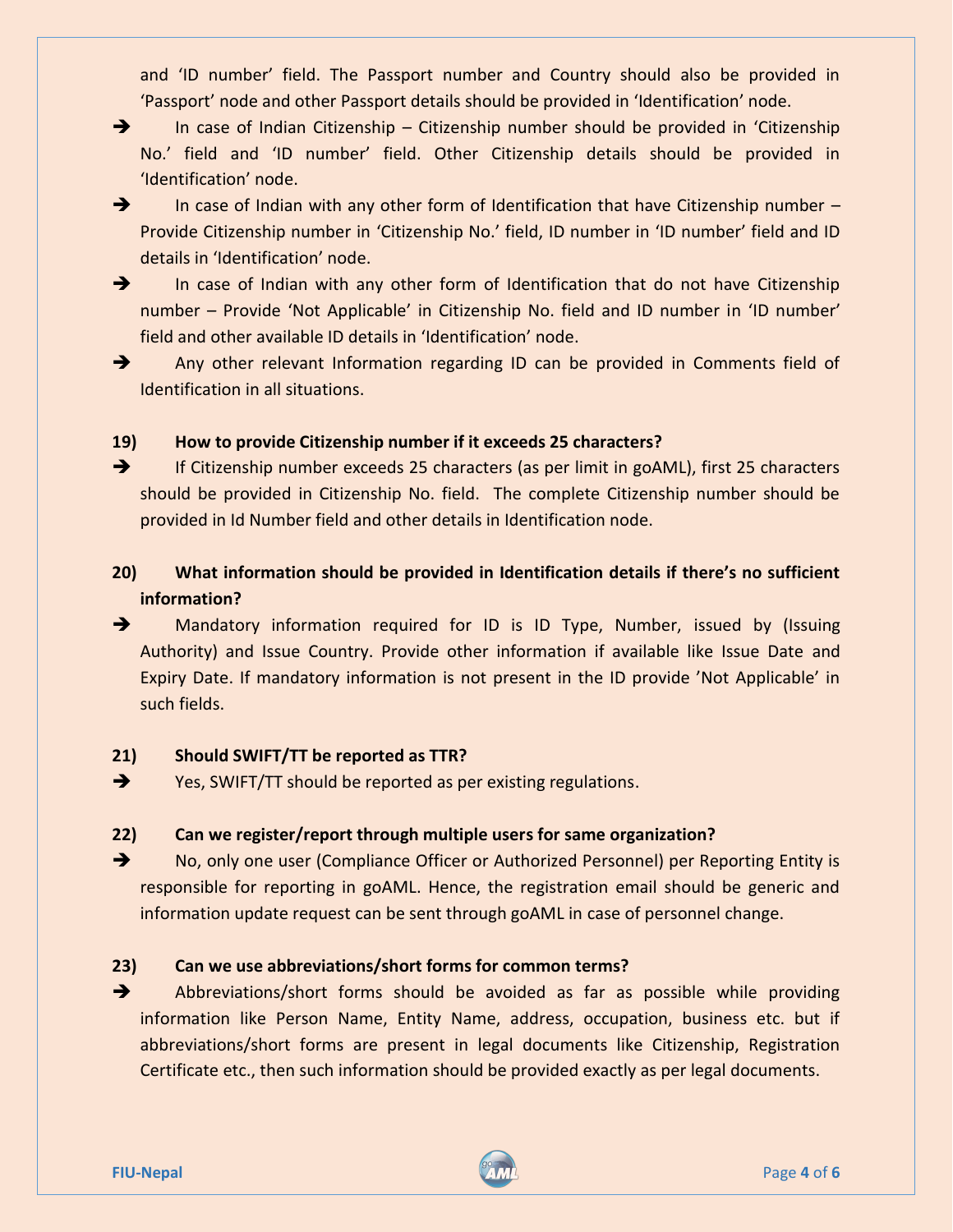and 'ID number' field. The Passport number and Country should also be provided in 'Passport' node and other Passport details should be provided in 'Identification' node.

- ➔ In case of Indian Citizenship – Citizenship number should be provided in 'Citizenship No.' field and 'ID number' field. Other Citizenship details should be provided in 'Identification' node.
- ➔ In case of Indian with any other form of Identification that have Citizenship number – Provide Citizenship number in 'Citizenship No.' field, ID number in 'ID number' field and ID details in 'Identification' node.
- ➔ In case of Indian with any other form of Identification that do not have Citizenship number – Provide 'Not Applicable' in Citizenship No. field and ID number in 'ID number' field and other available ID details in 'Identification' node.
- ➔ Any other relevant Information regarding ID can be provided in Comments field of Identification in all situations.

**19) How to provide Citizenship number if it exceeds 25 characters?**

➔ If Citizenship number exceeds 25 characters (as per limit in goAML), first 25 characters should be provided in Citizenship No. field. The complete Citizenship number should be provided in Id Number field and other details in Identification node.

**20) What information should be provided in Identification details if there's no sufficient information?**

➔ Mandatory information required for ID is ID Type, Number, issued by (Issuing Authority) and Issue Country. Provide other information if available like Issue Date and Expiry Date. If mandatory information is not present in the ID provide 'Not Applicable' in such fields.

**21) Should SWIFT/TT be reported as TTR?**

➔ Yes, SWIFT/TT should be reported as per existing regulations.

**22) Can we register/report through multiple users for same organization?**

➔ No, only one user (Compliance Officer or Authorized Personnel) per Reporting Entity is responsible for reporting in goAML. Hence, the registration email should be generic and information update request can be sent through goAML in case of personnel change.

**23) Can we use abbreviations/short forms for common terms?**

➔ Abbreviations/short forms should be avoided as far as possible while providing information like Person Name, Entity Name, address, occupation, business etc. but if abbreviations/short forms are present in legal documents like Citizenship, Registration Certificate etc., then such information should be provided exactly as per legal documents.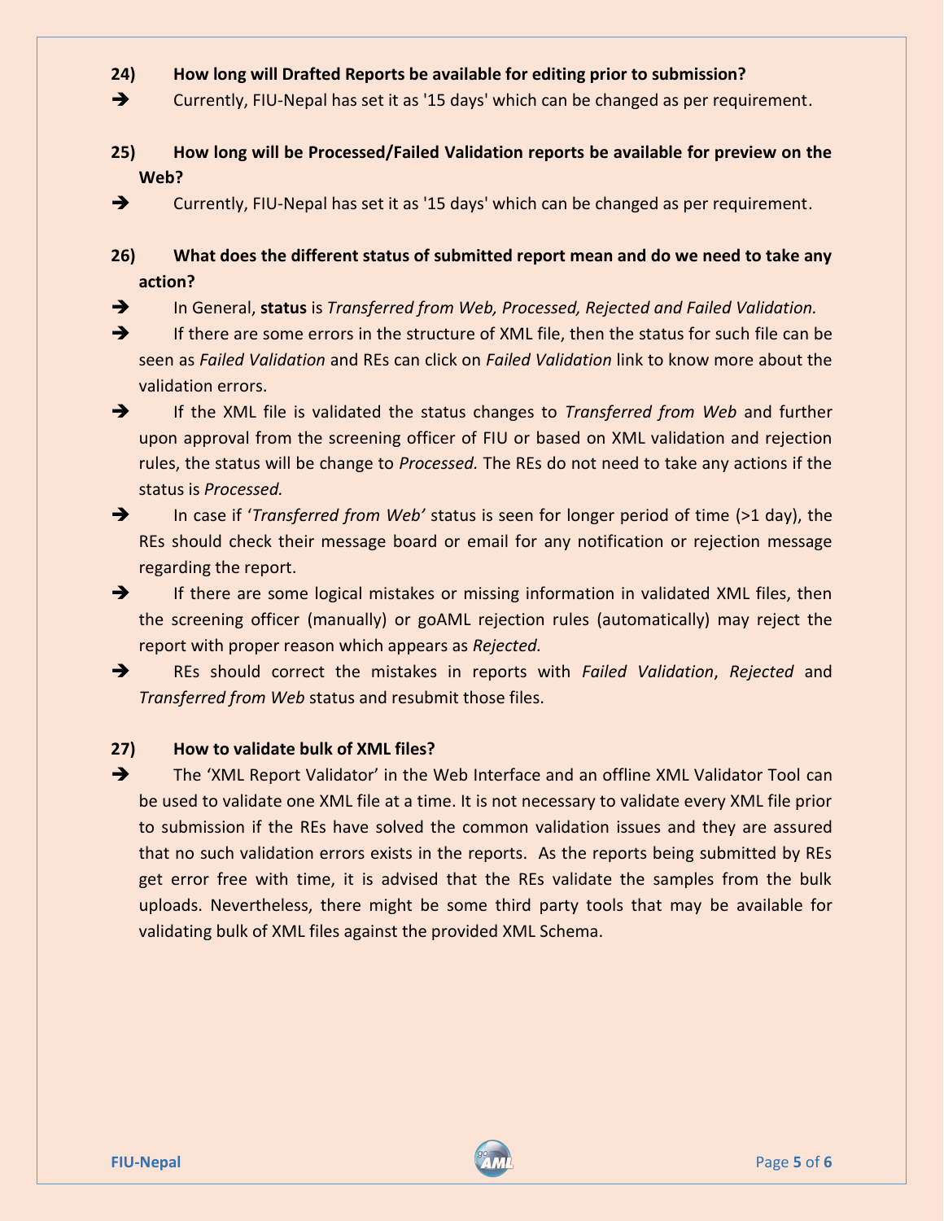**24) How long will Drafted Reports be available for editing prior to submission?**

➔ Currently, FIU-Nepal has set it as '15 days' which can be changed as per requirement.

**25) How long will be Processed/Failed Validation reports be available for preview on the Web?**

➔ Currently, FIU-Nepal has set it as '15 days' which can be changed as per requirement.

**26) What does the different status of submitted report mean and do we need to take any action?**

➔ In General, **status** is *Transferred from Web, Processed, Rejected and Failed Validation.*

➔ If there are some errors in the structure of XML file, then the status for such file can be seen as *Failed Validation* and REs can click on *Failed Validation* link to know more about the validation errors.

➔ If the XML file is validated the status changes to *Transferred from Web* and further upon approval from the screening officer of FIU or based on XML validation and rejection rules, the status will be change to *Processed.* The REs do not need to take any actions if the status is *Processed.*

➔ In case if '*Transferred from Web'* status is seen for longer period of time (>1 day), the REs should check their message board or email for any notification or rejection message regarding the report.

➔ If there are some logical mistakes or missing information in validated XML files, then the screening officer (manually) or goAML rejection rules (automatically) may reject the report with proper reason which appears as *Rejected.*

➔ REs should correct the mistakes in reports with *Failed Validation*, *Rejected* and *Transferred from Web* status and resubmit those files.

**27) How to validate bulk of XML files?**

➔ The 'XML Report Validator' in the Web Interface and an offline XML Validator Tool can be used to validate one XML file at a time. It is not necessary to validate every XML file prior to submission if the REs have solved the common validation issues and they are assured that no such validation errors exists in the reports. As the reports being submitted by REs get error free with time, it is advised that the REs validate the samples from the bulk uploads. Nevertheless, there might be some third party tools that may be available for validating bulk of XML files against the provided XML Schema.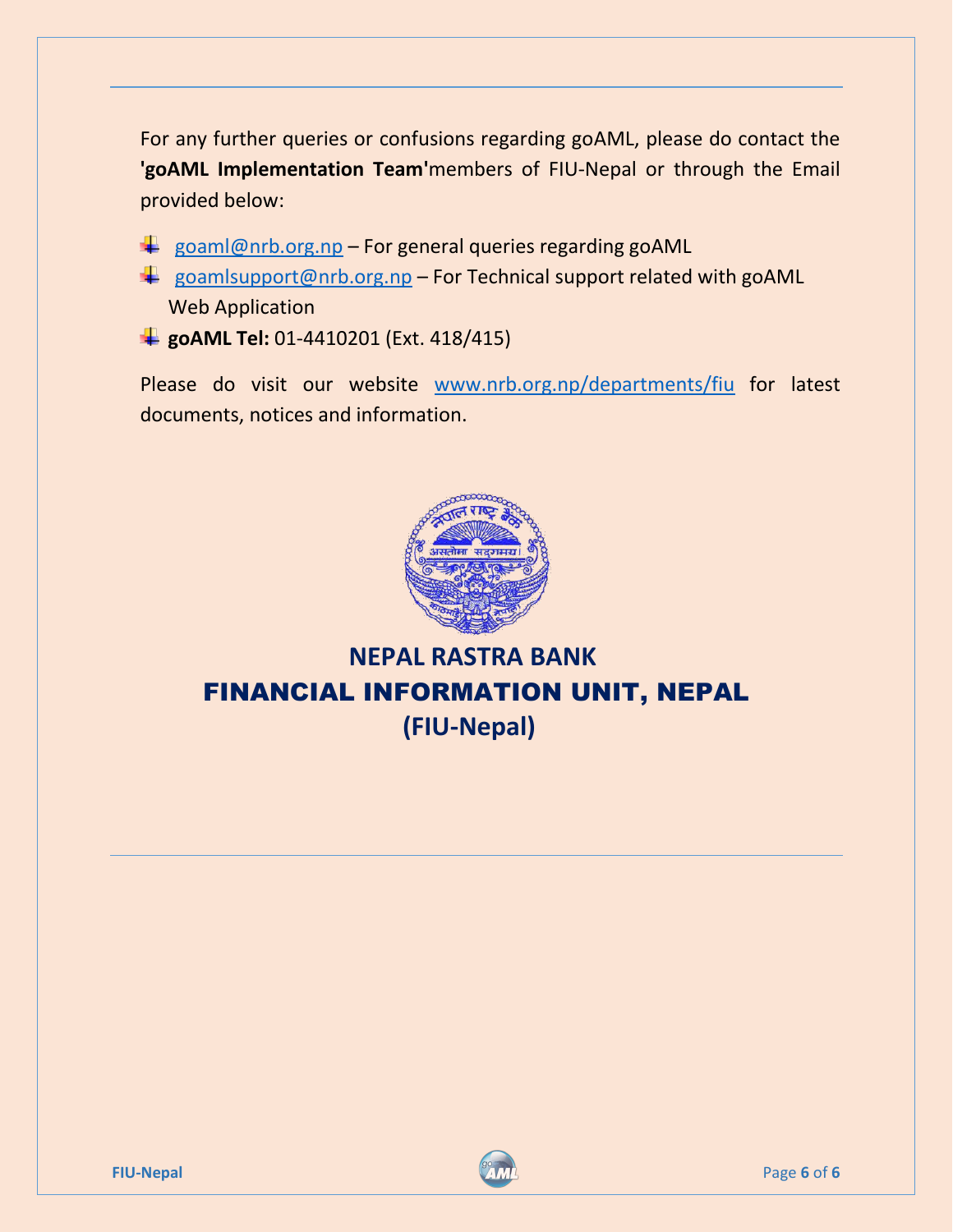For any further queries or confusions regarding goAML, please do contact the **'goAML Implementation Team'**members of FIU-Nepal or through the Email provided below:

- goaml@nrb.org.np – For general queries regarding goAML
- goamlsupport@nrb.org.np – For Technical support related with goAML Web Application
- **goAML Tel:** 01-4410201 (Ext. 418/415)

Please do visit our website www.nrb.org.np/departments/fiu for latest documents, notices and information.

**NEPAL RASTRA BANK**

**FINANCIAL INFORMATION UNIT, NEPAL**

**(FIU-Nepal)**